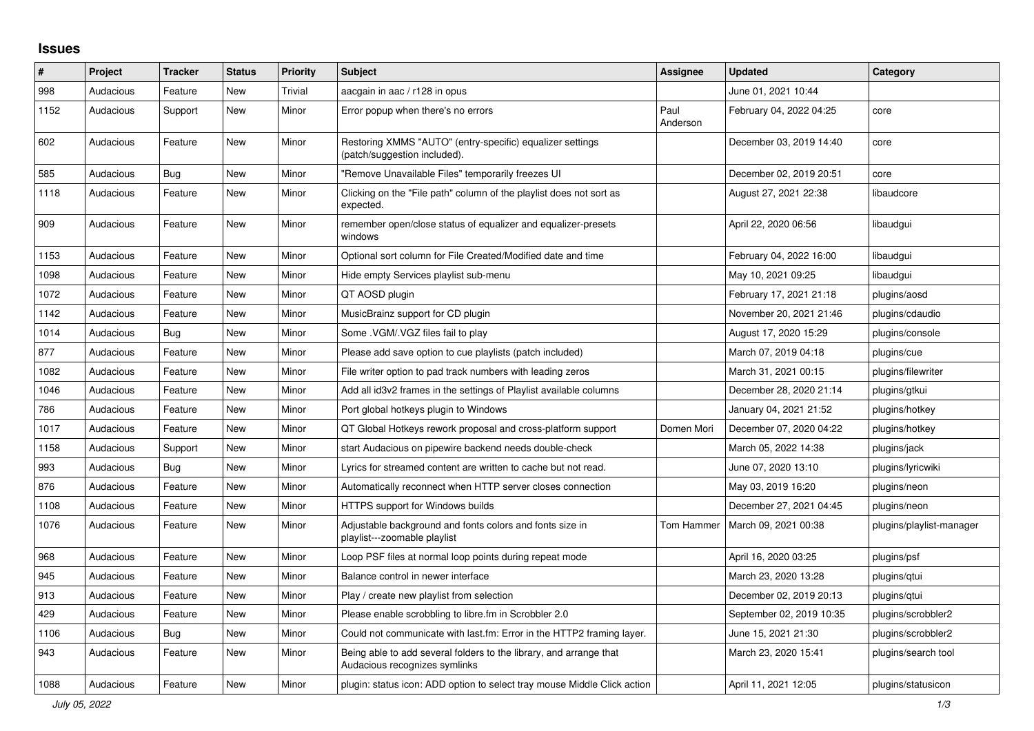## Issues

| # | Project | Tracker | Status | Priority | Subject | Assignee | Updated | Category |
|---|---|---|---|---|---|---|---|---|
| 998 | Audacious | Feature | New | Trivial | aacgain in aac / r128 in opus | | June 01, 2021 10:44 | |
| 1152 | Audacious | Support | New | Minor | Error popup when there's no errors | Paul Anderson | February 04, 2022 04:25 | core |
| 602 | Audacious | Feature | New | Minor | Restoring XMMS "AUTO" (entry-specific) equalizer settings (patch/suggestion included). | | December 03, 2019 14:40 | core |
| 585 | Audacious | Bug | New | Minor | "Remove Unavailable Files" temporarily freezes UI | | December 02, 2019 20:51 | core |
| 1118 | Audacious | Feature | New | Minor | Clicking on the "File path" column of the playlist does not sort as expected. | | August 27, 2021 22:38 | libaudcore |
| 909 | Audacious | Feature | New | Minor | remember open/close status of equalizer and equalizer-presets windows | | April 22, 2020 06:56 | libaudgui |
| 1153 | Audacious | Feature | New | Minor | Optional sort column for File Created/Modified date and time | | February 04, 2022 16:00 | libaudgui |
| 1098 | Audacious | Feature | New | Minor | Hide empty Services playlist sub-menu | | May 10, 2021 09:25 | libaudgui |
| 1072 | Audacious | Feature | New | Minor | QT AOSD plugin | | February 17, 2021 21:18 | plugins/aosd |
| 1142 | Audacious | Feature | New | Minor | MusicBrainz support for CD plugin | | November 20, 2021 21:46 | plugins/cdaudio |
| 1014 | Audacious | Bug | New | Minor | Some .VGM/.VGZ files fail to play | | August 17, 2020 15:29 | plugins/console |
| 877 | Audacious | Feature | New | Minor | Please add save option to cue playlists (patch included) | | March 07, 2019 04:18 | plugins/cue |
| 1082 | Audacious | Feature | New | Minor | File writer option to pad track numbers with leading zeros | | March 31, 2021 00:15 | plugins/filewriter |
| 1046 | Audacious | Feature | New | Minor | Add all id3v2 frames in the settings of Playlist available columns | | December 28, 2020 21:14 | plugins/gtkui |
| 786 | Audacious | Feature | New | Minor | Port global hotkeys plugin to Windows | | January 04, 2021 21:52 | plugins/hotkey |
| 1017 | Audacious | Feature | New | Minor | QT Global Hotkeys rework proposal and cross-platform support | Domen Mori | December 07, 2020 04:22 | plugins/hotkey |
| 1158 | Audacious | Support | New | Minor | start Audacious on pipewire backend needs double-check | | March 05, 2022 14:38 | plugins/jack |
| 993 | Audacious | Bug | New | Minor | Lyrics for streamed content are written to cache but not read. | | June 07, 2020 13:10 | plugins/lyricwiki |
| 876 | Audacious | Feature | New | Minor | Automatically reconnect when HTTP server closes connection | | May 03, 2019 16:20 | plugins/neon |
| 1108 | Audacious | Feature | New | Minor | HTTPS support for Windows builds | | December 27, 2021 04:45 | plugins/neon |
| 1076 | Audacious | Feature | New | Minor | Adjustable background and fonts colors and fonts size in playlist---zoomable playlist | Tom Hammer | March 09, 2021 00:38 | plugins/playlist-manager |
| 968 | Audacious | Feature | New | Minor | Loop PSF files at normal loop points during repeat mode | | April 16, 2020 03:25 | plugins/psf |
| 945 | Audacious | Feature | New | Minor | Balance control in newer interface | | March 23, 2020 13:28 | plugins/qtui |
| 913 | Audacious | Feature | New | Minor | Play / create new playlist from selection | | December 02, 2019 20:13 | plugins/qtui |
| 429 | Audacious | Feature | New | Minor | Please enable scrobbling to libre.fm in Scrobbler 2.0 | | September 02, 2019 10:35 | plugins/scrobbler2 |
| 1106 | Audacious | Bug | New | Minor | Could not communicate with last.fm: Error in the HTTP2 framing layer. | | June 15, 2021 21:30 | plugins/scrobbler2 |
| 943 | Audacious | Feature | New | Minor | Being able to add several folders to the library, and arrange that Audacious recognizes symlinks | | March 23, 2020 15:41 | plugins/search tool |
| 1088 | Audacious | Feature | New | Minor | plugin: status icon: ADD option to select tray mouse Middle Click action | | April 11, 2021 12:05 | plugins/statusicon |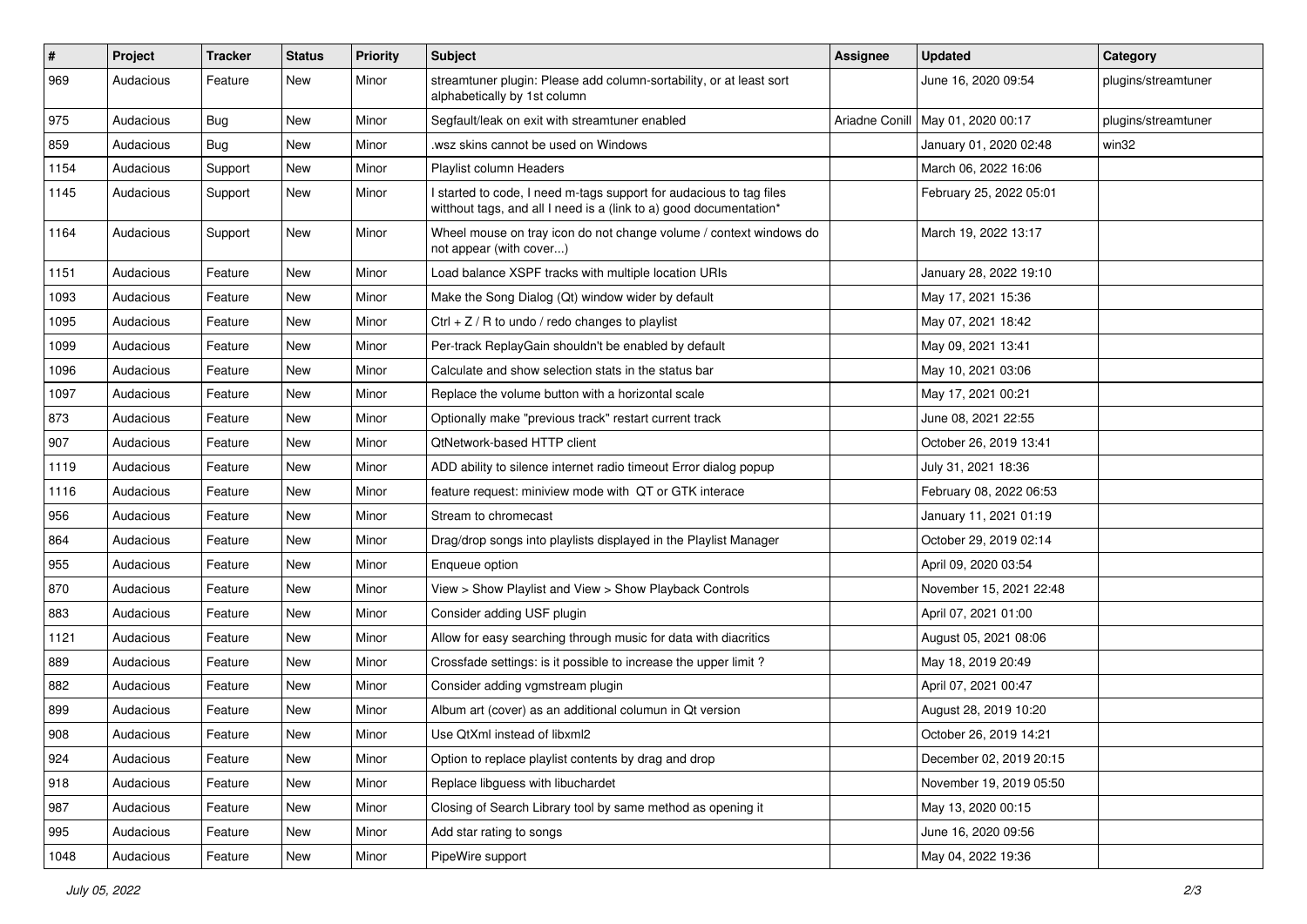| # | Project | Tracker | Status | Priority | Subject | Assignee | Updated | Category |
| --- | --- | --- | --- | --- | --- | --- | --- | --- |
| 969 | Audacious | Feature | New | Minor | streamtuner plugin: Please add column-sortability, or at least sort alphabetically by 1st column | | June 16, 2020 09:54 | plugins/streamtuner |
| 975 | Audacious | Bug | New | Minor | Segfault/leak on exit with streamtuner enabled | Ariadne Conill | May 01, 2020 00:17 | plugins/streamtuner |
| 859 | Audacious | Bug | New | Minor | .wsz skins cannot be used on Windows | | January 01, 2020 02:48 | win32 |
| 1154 | Audacious | Support | New | Minor | Playlist column Headers | | March 06, 2022 16:06 | |
| 1145 | Audacious | Support | New | Minor | I started to code, I need m-tags support for audacious to tag files witthout tags, and all I need is a (link to a) good documentation* | | February 25, 2022 05:01 | |
| 1164 | Audacious | Support | New | Minor | Wheel mouse on tray icon do not change volume / context windows do not appear (with cover...) | | March 19, 2022 13:17 | |
| 1151 | Audacious | Feature | New | Minor | Load balance XSPF tracks with multiple location URIs | | January 28, 2022 19:10 | |
| 1093 | Audacious | Feature | New | Minor | Make the Song Dialog (Qt) window wider by default | | May 17, 2021 15:36 | |
| 1095 | Audacious | Feature | New | Minor | Ctrl + Z / R to undo / redo changes to playlist | | May 07, 2021 18:42 | |
| 1099 | Audacious | Feature | New | Minor | Per-track ReplayGain shouldn't be enabled by default | | May 09, 2021 13:41 | |
| 1096 | Audacious | Feature | New | Minor | Calculate and show selection stats in the status bar | | May 10, 2021 03:06 | |
| 1097 | Audacious | Feature | New | Minor | Replace the volume button with a horizontal scale | | May 17, 2021 00:21 | |
| 873 | Audacious | Feature | New | Minor | Optionally make "previous track" restart current track | | June 08, 2021 22:55 | |
| 907 | Audacious | Feature | New | Minor | QtNetwork-based HTTP client | | October 26, 2019 13:41 | |
| 1119 | Audacious | Feature | New | Minor | ADD ability to silence internet radio timeout Error dialog popup | | July 31, 2021 18:36 | |
| 1116 | Audacious | Feature | New | Minor | feature request: miniview mode with QT or GTK interace | | February 08, 2022 06:53 | |
| 956 | Audacious | Feature | New | Minor | Stream to chromecast | | January 11, 2021 01:19 | |
| 864 | Audacious | Feature | New | Minor | Drag/drop songs into playlists displayed in the Playlist Manager | | October 29, 2019 02:14 | |
| 955 | Audacious | Feature | New | Minor | Enqueue option | | April 09, 2020 03:54 | |
| 870 | Audacious | Feature | New | Minor | View > Show Playlist and View > Show Playback Controls | | November 15, 2021 22:48 | |
| 883 | Audacious | Feature | New | Minor | Consider adding USF plugin | | April 07, 2021 01:00 | |
| 1121 | Audacious | Feature | New | Minor | Allow for easy searching through music for data with diacritics | | August 05, 2021 08:06 | |
| 889 | Audacious | Feature | New | Minor | Crossfade settings: is it possible to increase the upper limit ? | | May 18, 2019 20:49 | |
| 882 | Audacious | Feature | New | Minor | Consider adding vgmstream plugin | | April 07, 2021 00:47 | |
| 899 | Audacious | Feature | New | Minor | Album art (cover) as an additional columun in Qt version | | August 28, 2019 10:20 | |
| 908 | Audacious | Feature | New | Minor | Use QtXml instead of libxml2 | | October 26, 2019 14:21 | |
| 924 | Audacious | Feature | New | Minor | Option to replace playlist contents by drag and drop | | December 02, 2019 20:15 | |
| 918 | Audacious | Feature | New | Minor | Replace libguess with libuchardet | | November 19, 2019 05:50 | |
| 987 | Audacious | Feature | New | Minor | Closing of Search Library tool by same method as opening it | | May 13, 2020 00:15 | |
| 995 | Audacious | Feature | New | Minor | Add star rating to songs | | June 16, 2020 09:56 | |
| 1048 | Audacious | Feature | New | Minor | PipeWire support | | May 04, 2022 19:36 | |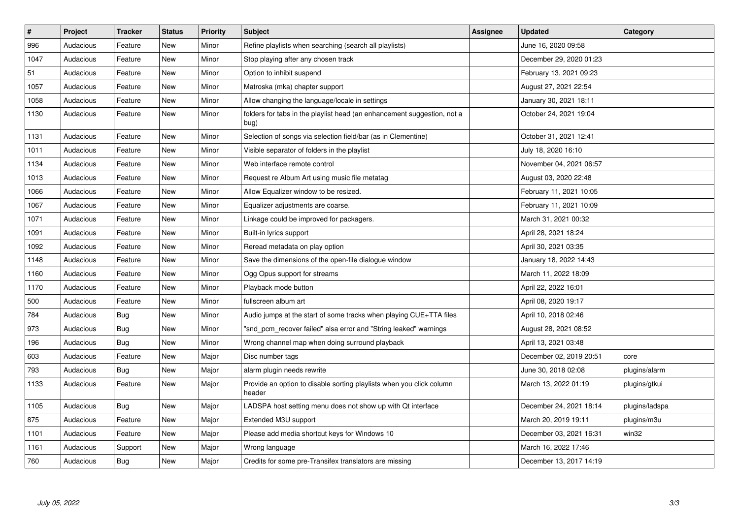| # | Project | Tracker | Status | Priority | Subject | Assignee | Updated | Category |
|---|---|---|---|---|---|---|---|---|
| 996 | Audacious | Feature | New | Minor | Refine playlists when searching (search all playlists) | | June 16, 2020 09:58 | |
| 1047 | Audacious | Feature | New | Minor | Stop playing after any chosen track | | December 29, 2020 01:23 | |
| 51 | Audacious | Feature | New | Minor | Option to inhibit suspend | | February 13, 2021 09:23 | |
| 1057 | Audacious | Feature | New | Minor | Matroska (mka) chapter support | | August 27, 2021 22:54 | |
| 1058 | Audacious | Feature | New | Minor | Allow changing the language/locale in settings | | January 30, 2021 18:11 | |
| 1130 | Audacious | Feature | New | Minor | folders for tabs in the playlist head (an enhancement suggestion, not a bug) | | October 24, 2021 19:04 | |
| 1131 | Audacious | Feature | New | Minor | Selection of songs via selection field/bar (as in Clementine) | | October 31, 2021 12:41 | |
| 1011 | Audacious | Feature | New | Minor | Visible separator of folders in the playlist | | July 18, 2020 16:10 | |
| 1134 | Audacious | Feature | New | Minor | Web interface remote control | | November 04, 2021 06:57 | |
| 1013 | Audacious | Feature | New | Minor | Request re Album Art using music file metatag | | August 03, 2020 22:48 | |
| 1066 | Audacious | Feature | New | Minor | Allow Equalizer window to be resized. | | February 11, 2021 10:05 | |
| 1067 | Audacious | Feature | New | Minor | Equalizer adjustments are coarse. | | February 11, 2021 10:09 | |
| 1071 | Audacious | Feature | New | Minor | Linkage could be improved for packagers. | | March 31, 2021 00:32 | |
| 1091 | Audacious | Feature | New | Minor | Built-in lyrics support | | April 28, 2021 18:24 | |
| 1092 | Audacious | Feature | New | Minor | Reread metadata on play option | | April 30, 2021 03:35 | |
| 1148 | Audacious | Feature | New | Minor | Save the dimensions of the open-file dialogue window | | January 18, 2022 14:43 | |
| 1160 | Audacious | Feature | New | Minor | Ogg Opus support for streams | | March 11, 2022 18:09 | |
| 1170 | Audacious | Feature | New | Minor | Playback mode button | | April 22, 2022 16:01 | |
| 500 | Audacious | Feature | New | Minor | fullscreen album art | | April 08, 2020 19:17 | |
| 784 | Audacious | Bug | New | Minor | Audio jumps at the start of some tracks when playing CUE+TTA files | | April 10, 2018 02:46 | |
| 973 | Audacious | Bug | New | Minor | "snd_pcm_recover failed" alsa error and "String leaked" warnings | | August 28, 2021 08:52 | |
| 196 | Audacious | Bug | New | Minor | Wrong channel map when doing surround playback | | April 13, 2021 03:48 | |
| 603 | Audacious | Feature | New | Major | Disc number tags | | December 02, 2019 20:51 | core |
| 793 | Audacious | Bug | New | Major | alarm plugin needs rewrite | | June 30, 2018 02:08 | plugins/alarm |
| 1133 | Audacious | Feature | New | Major | Provide an option to disable sorting playlists when you click column header | | March 13, 2022 01:19 | plugins/gtkui |
| 1105 | Audacious | Bug | New | Major | LADSPA host setting menu does not show up with Qt interface | | December 24, 2021 18:14 | plugins/ladspa |
| 875 | Audacious | Feature | New | Major | Extended M3U support | | March 20, 2019 19:11 | plugins/m3u |
| 1101 | Audacious | Feature | New | Major | Please add media shortcut keys for Windows 10 | | December 03, 2021 16:31 | win32 |
| 1161 | Audacious | Support | New | Major | Wrong language | | March 16, 2022 17:46 | |
| 760 | Audacious | Bug | New | Major | Credits for some pre-Transifex translators are missing | | December 13, 2017 14:19 | |

*July 05, 2022*